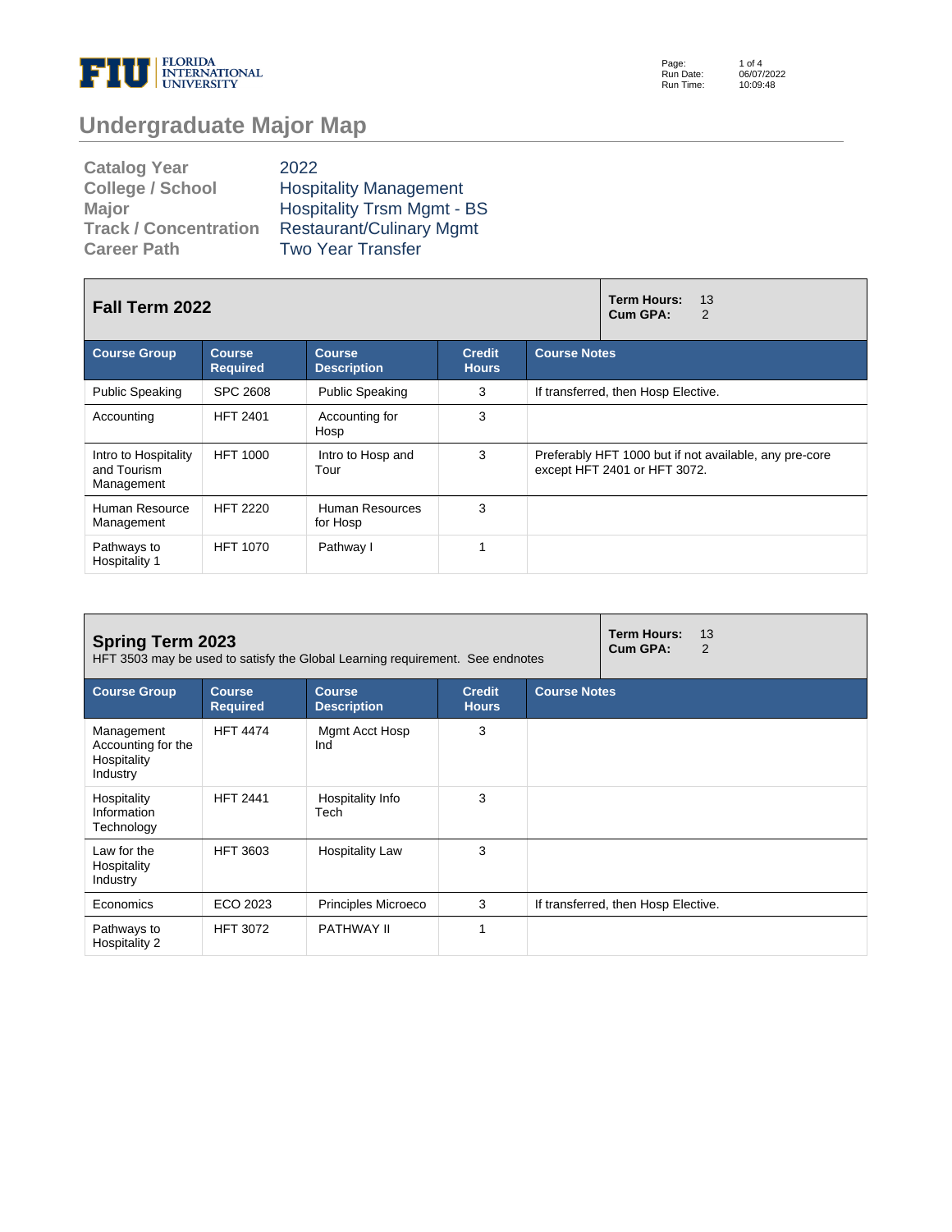# Undergraduate Major Map

| | |
|---|---|
| **Catalog Year** | 2022 |
| **College / School** | Hospitality Management |
| **Major** | Hospitality Trsm Mgmt - BS |
| **Track / Concentration** | Restaurant/Culinary Mgmt |
| **Career Path** | Two Year Transfer |

## Fall Term 2022

**Term Hours:** 13
**Cum GPA:** 2

| Course Group | Course Required | Course Description | Credit Hours | Course Notes |
|---|---|---|---|---|
| Public Speaking | SPC 2608 | Public Speaking | 3 | If transferred, then Hosp Elective. |
| Accounting | HFT 2401 | Accounting for Hosp | 3 | |
| Intro to Hospitality and Tourism Management | HFT 1000 | Intro to Hosp and Tour | 3 | Preferably HFT 1000 but if not available, any pre-core except HFT 2401 or HFT 3072. |
| Human Resource Management | HFT 2220 | Human Resources for Hosp | 3 | |
| Pathways to Hospitality 1 | HFT 1070 | Pathway I | 1 | |

## Spring Term 2023

HFT 3503 may be used to satisfy the Global Learning requirement. See endnotes

**Term Hours:** 13
**Cum GPA:** 2

| Course Group | Course Required | Course Description | Credit Hours | Course Notes |
|---|---|---|---|---|
| Management Accounting for the Hospitality Industry | HFT 4474 | Mgmt Acct Hosp Ind | 3 | |
| Hospitality Information Technology | HFT 2441 | Hospitality Info Tech | 3 | |
| Law for the Hospitality Industry | HFT 3603 | Hospitality Law | 3 | |
| Economics | ECO 2023 | Principles Microeco | 3 | If transferred, then Hosp Elective. |
| Pathways to Hospitality 2 | HFT 3072 | PATHWAY II | 1 | |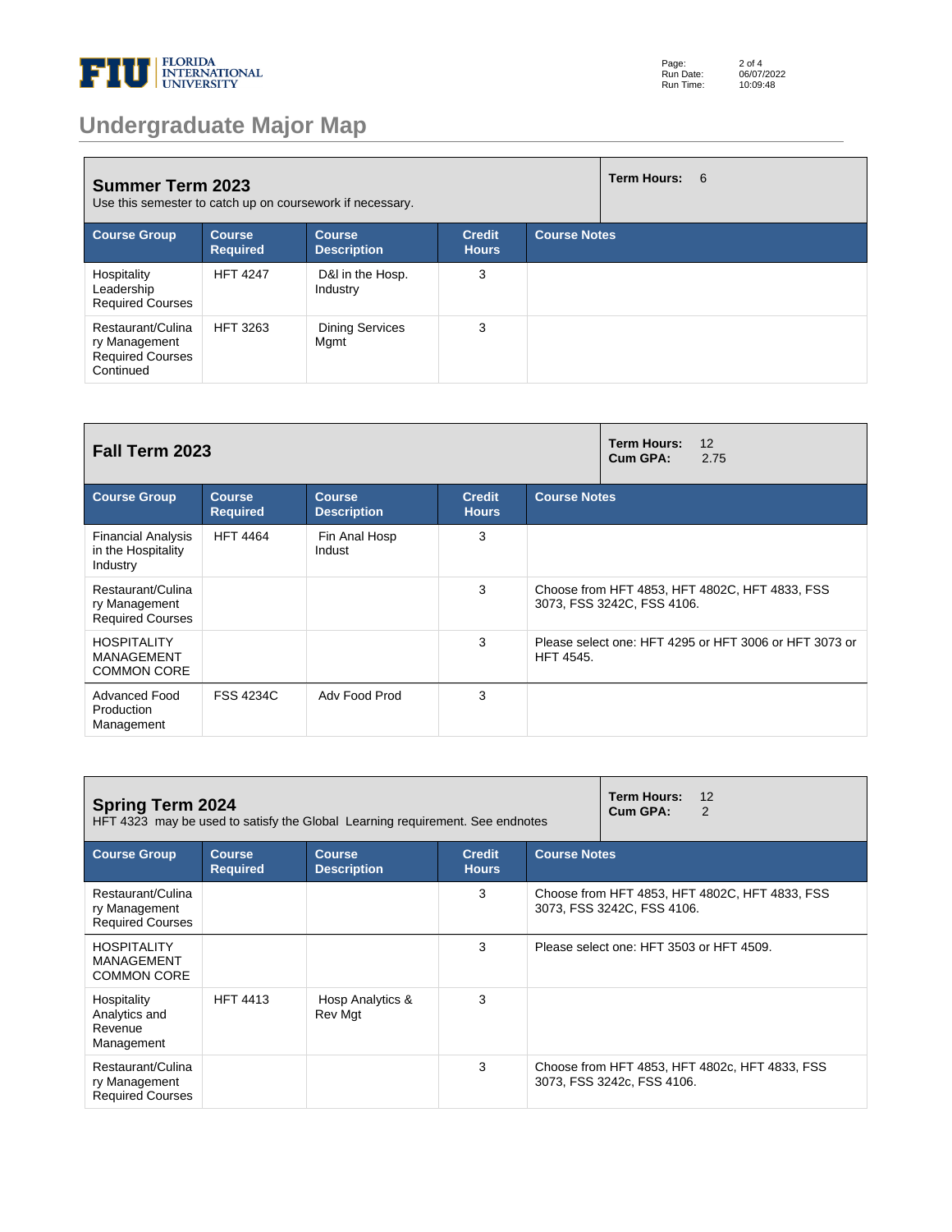# Undergraduate Major Map

## Summer Term 2023

Use this semester to catch up on coursework if necessary.

**Term Hours:** 6

| Course Group | Course Required | Course Description | Credit Hours | Course Notes |
|---|---|---|---|---|
| Hospitality Leadership Required Courses | HFT 4247 | D&I in the Hosp. Industry | 3 | |
| Restaurant/Culinary Management Required Courses Continued | HFT 3263 | Dining Services Mgmt | 3 | |

## Fall Term 2023

**Term Hours:** 12
**Cum GPA:** 2.75

| Course Group | Course Required | Course Description | Credit Hours | Course Notes |
|---|---|---|---|---|
| Financial Analysis in the Hospitality Industry | HFT 4464 | Fin Anal Hosp Indust | 3 | |
| Restaurant/Culinary Management Required Courses | | | 3 | Choose from HFT 4853, HFT 4802C, HFT 4833, FSS 3073, FSS 3242C, FSS 4106. |
| HOSPITALITY MANAGEMENT COMMON CORE | | | 3 | Please select one: HFT 4295 or HFT 3006 or HFT 3073 or HFT 4545. |
| Advanced Food Production Management | FSS 4234C | Adv Food Prod | 3 | |

## Spring Term 2024

HFT 4323 may be used to satisfy the Global Learning requirement. See endnotes

**Term Hours:** 12
**Cum GPA:** 2

| Course Group | Course Required | Course Description | Credit Hours | Course Notes |
|---|---|---|---|---|
| Restaurant/Culinary Management Required Courses | | | 3 | Choose from HFT 4853, HFT 4802C, HFT 4833, FSS 3073, FSS 3242C, FSS 4106. |
| HOSPITALITY MANAGEMENT COMMON CORE | | | 3 | Please select one: HFT 3503 or HFT 4509. |
| Hospitality Analytics and Revenue Management | HFT 4413 | Hosp Analytics & Rev Mgt | 3 | |
| Restaurant/Culinary Management Required Courses | | | 3 | Choose from HFT 4853, HFT 4802c, HFT 4833, FSS 3073, FSS 3242c, FSS 4106. |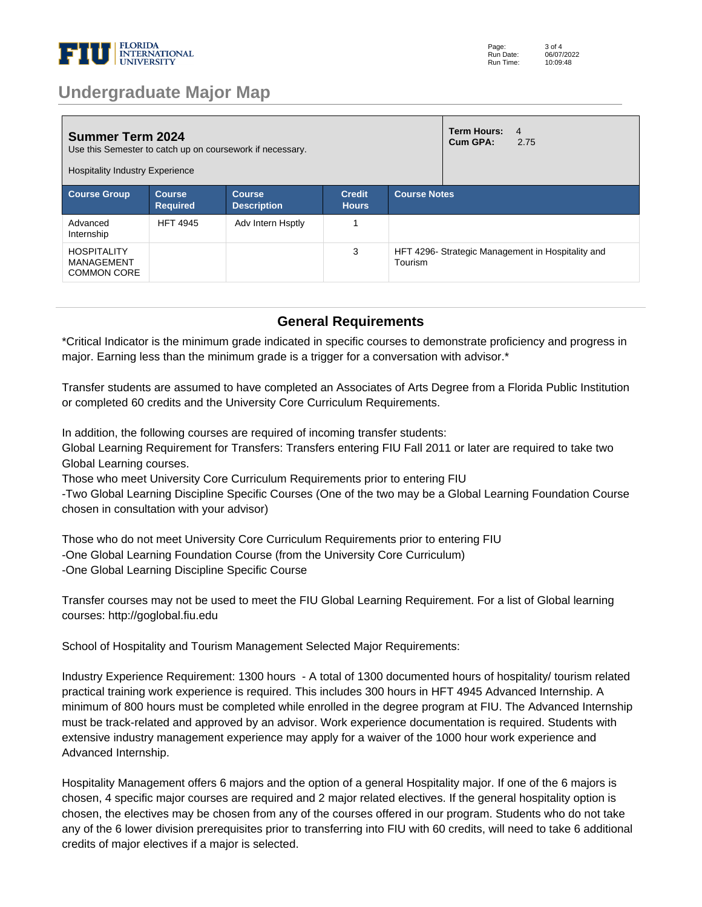## Undergraduate Major Map

### Summer Term 2024

Use this Semester to catch up on coursework if necessary.

Hospitality Industry Experience

**Term Hours:** 4
**Cum GPA:** 2.75

| Course Group | Course Required | Course Description | Credit Hours | Course Notes |
|---|---|---|---|---|
| Advanced Internship | HFT 4945 | Adv Intern Hsptly | 1 | |
| HOSPITALITY MANAGEMENT COMMON CORE | | | 3 | HFT 4296- Strategic Management in Hospitality and Tourism |

## General Requirements

*Critical Indicator is the minimum grade indicated in specific courses to demonstrate proficiency and progress in major. Earning less than the minimum grade is a trigger for a conversation with advisor.*

Transfer students are assumed to have completed an Associates of Arts Degree from a Florida Public Institution or completed 60 credits and the University Core Curriculum Requirements.

In addition, the following courses are required of incoming transfer students:
Global Learning Requirement for Transfers: Transfers entering FIU Fall 2011 or later are required to take two Global Learning courses.
Those who meet University Core Curriculum Requirements prior to entering FIU
-Two Global Learning Discipline Specific Courses (One of the two may be a Global Learning Foundation Course chosen in consultation with your advisor)

Those who do not meet University Core Curriculum Requirements prior to entering FIU
-One Global Learning Foundation Course (from the University Core Curriculum)
-One Global Learning Discipline Specific Course

Transfer courses may not be used to meet the FIU Global Learning Requirement. For a list of Global learning courses: http://goglobal.fiu.edu

School of Hospitality and Tourism Management Selected Major Requirements:

Industry Experience Requirement: 1300 hours - A total of 1300 documented hours of hospitality/ tourism related practical training work experience is required. This includes 300 hours in HFT 4945 Advanced Internship. A minimum of 800 hours must be completed while enrolled in the degree program at FIU. The Advanced Internship must be track-related and approved by an advisor. Work experience documentation is required. Students with extensive industry management experience may apply for a waiver of the 1000 hour work experience and Advanced Internship.

Hospitality Management offers 6 majors and the option of a general Hospitality major. If one of the 6 majors is chosen, 4 specific major courses are required and 2 major related electives. If the general hospitality option is chosen, the electives may be chosen from any of the courses offered in our program. Students who do not take any of the 6 lower division prerequisites prior to transferring into FIU with 60 credits, will need to take 6 additional credits of major electives if a major is selected.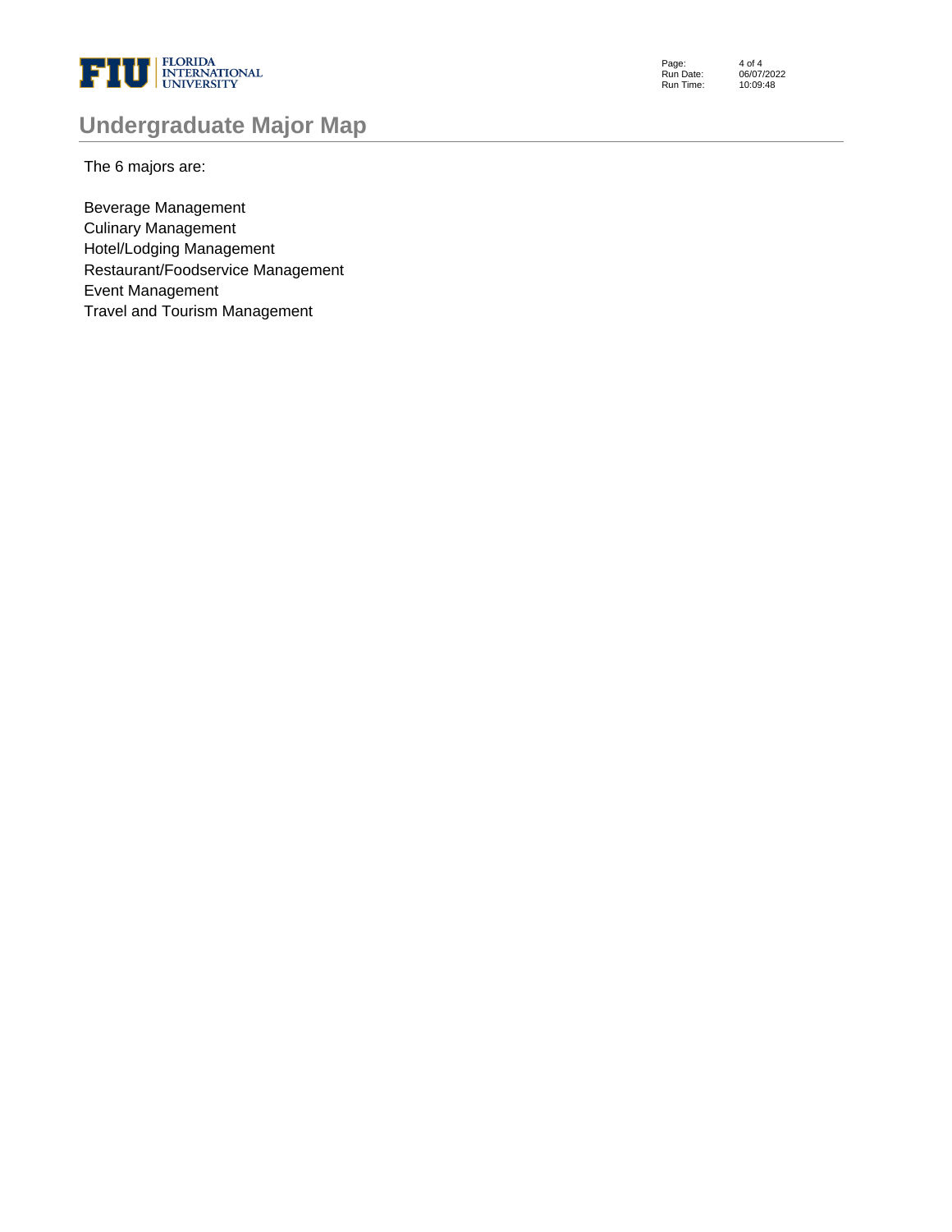# Undergraduate Major Map

The 6 majors are:

Beverage Management
Culinary Management
Hotel/Lodging Management
Restaurant/Foodservice Management
Event Management
Travel and Tourism Management